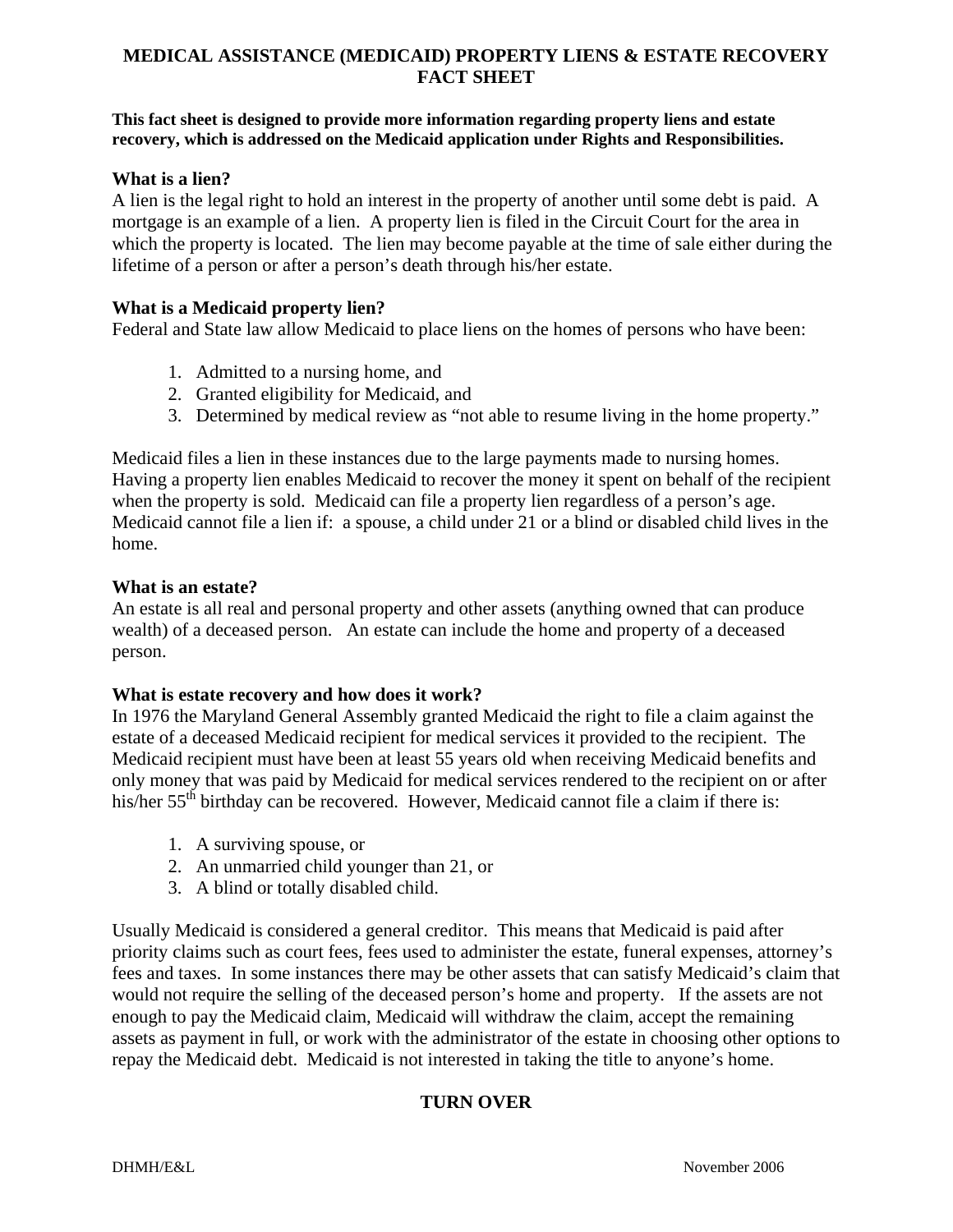# MEDICAL ASSISTANCE (MEDICAID) PROPERTY LIENS & ESTATE RECOVERY FACT SHEET

**This fact sheet is designed to provide more information regarding property liens and estate recovery, which is addressed on the Medicaid application under Rights and Responsibilities.**

### What is a lien?

A lien is the legal right to hold an interest in the property of another until some debt is paid. A mortgage is an example of a lien. A property lien is filed in the Circuit Court for the area in which the property is located. The lien may become payable at the time of sale either during the lifetime of a person or after a person's death through his/her estate.

### What is a Medicaid property lien?

Federal and State law allow Medicaid to place liens on the homes of persons who have been:

1. Admitted to a nursing home, and
2. Granted eligibility for Medicaid, and
3. Determined by medical review as "not able to resume living in the home property."

Medicaid files a lien in these instances due to the large payments made to nursing homes. Having a property lien enables Medicaid to recover the money it spent on behalf of the recipient when the property is sold. Medicaid can file a property lien regardless of a person's age. Medicaid cannot file a lien if: a spouse, a child under 21 or a blind or disabled child lives in the home.

### What is an estate?

An estate is all real and personal property and other assets (anything owned that can produce wealth) of a deceased person. An estate can include the home and property of a deceased person.

### What is estate recovery and how does it work?

In 1976 the Maryland General Assembly granted Medicaid the right to file a claim against the estate of a deceased Medicaid recipient for medical services it provided to the recipient. The Medicaid recipient must have been at least 55 years old when receiving Medicaid benefits and only money that was paid by Medicaid for medical services rendered to the recipient on or after his/her 55th birthday can be recovered. However, Medicaid cannot file a claim if there is:

1. A surviving spouse, or
2. An unmarried child younger than 21, or
3. A blind or totally disabled child.

Usually Medicaid is considered a general creditor. This means that Medicaid is paid after priority claims such as court fees, fees used to administer the estate, funeral expenses, attorney's fees and taxes. In some instances there may be other assets that can satisfy Medicaid's claim that would not require the selling of the deceased person's home and property. If the assets are not enough to pay the Medicaid claim, Medicaid will withdraw the claim, accept the remaining assets as payment in full, or work with the administrator of the estate in choosing other options to repay the Medicaid debt. Medicaid is not interested in taking the title to anyone's home.

**TURN OVER**

DHMH/E&L November 2006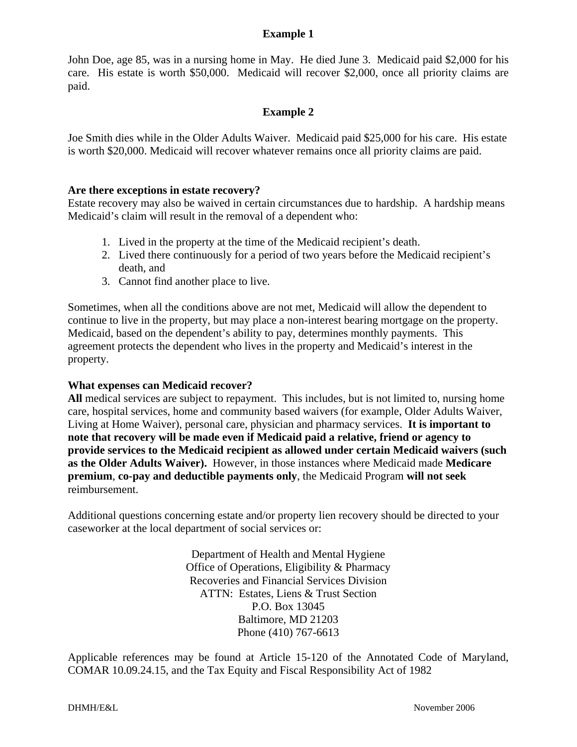### Example 1

John Doe, age 85, was in a nursing home in May. He died June 3. Medicaid paid $2,000 for his care. His estate is worth $50,000. Medicaid will recover $2,000, once all priority claims are paid.

### Example 2

Joe Smith dies while in the Older Adults Waiver. Medicaid paid $25,000 for his care. His estate is worth $20,000. Medicaid will recover whatever remains once all priority claims are paid.

**Are there exceptions in estate recovery?**

Estate recovery may also be waived in certain circumstances due to hardship. A hardship means Medicaid's claim will result in the removal of a dependent who:

1. Lived in the property at the time of the Medicaid recipient's death.
2. Lived there continuously for a period of two years before the Medicaid recipient's death, and
3. Cannot find another place to live.

Sometimes, when all the conditions above are not met, Medicaid will allow the dependent to continue to live in the property, but may place a non-interest bearing mortgage on the property. Medicaid, based on the dependent's ability to pay, determines monthly payments. This agreement protects the dependent who lives in the property and Medicaid's interest in the property.

**What expenses can Medicaid recover?**

**All** medical services are subject to repayment. This includes, but is not limited to, nursing home care, hospital services, home and community based waivers (for example, Older Adults Waiver, Living at Home Waiver), personal care, physician and pharmacy services. **It is important to note that recovery will be made even if Medicaid paid a relative, friend or agency to provide services to the Medicaid recipient as allowed under certain Medicaid waivers (such as the Older Adults Waiver).** However, in those instances where Medicaid made **Medicare premium**, **co-pay and deductible payments only**, the Medicaid Program **will not seek** reimbursement.

Additional questions concerning estate and/or property lien recovery should be directed to your caseworker at the local department of social services or:

Department of Health and Mental Hygiene
Office of Operations, Eligibility & Pharmacy
Recoveries and Financial Services Division
ATTN: Estates, Liens & Trust Section
P.O. Box 13045
Baltimore, MD 21203
Phone (410) 767-6613

Applicable references may be found at Article 15-120 of the Annotated Code of Maryland, COMAR 10.09.24.15, and the Tax Equity and Fiscal Responsibility Act of 1982

DHMH/E&L November 2006